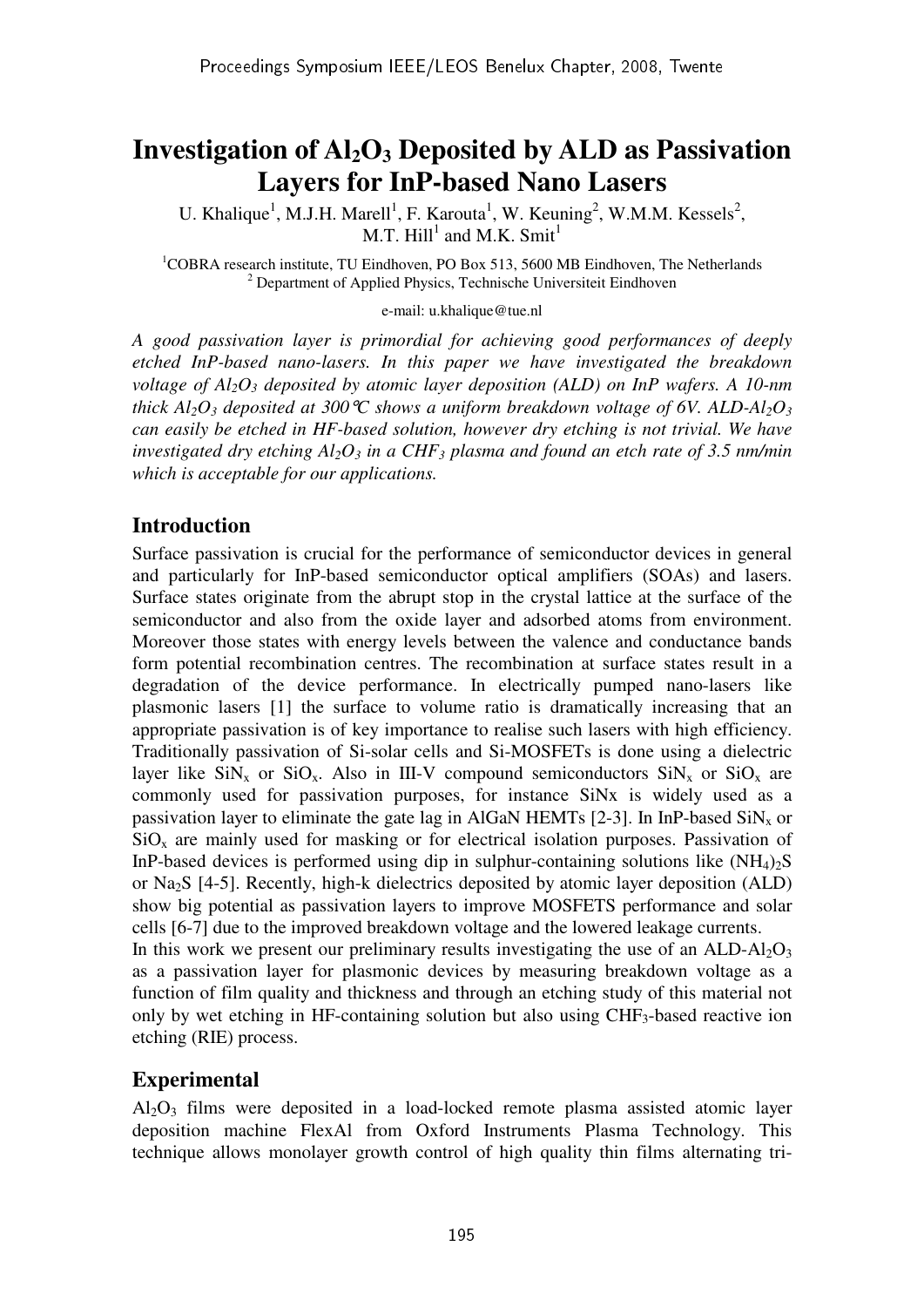# Investigation of $Al_2O_3$ Deposited by ALD as Passivation Layers for InP-based Nano Lasers

U. Khalique[1], M.J.H. Marell[1], F. Karouta[1], W. Keuning[2], W.M.M. Kessels[2], M.T. Hill[1] and M.K. Smit[1]

[1]COBRA research institute, TU Eindhoven, PO Box 513, 5600 MB Eindhoven, The Netherlands
[2] Department of Applied Physics, Technische Universiteit Eindhoven

e-mail: u.khalique@tue.nl

*A good passivation layer is primordial for achieving good performances of deeply etched InP-based nano-lasers. In this paper we have investigated the breakdown voltage of $Al_2O_3$ deposited by atomic layer deposition (ALD) on InP wafers. A 10-nm thick $Al_2O_3$ deposited at 300°C shows a uniform breakdown voltage of 6V. ALD-$Al_2O_3$ can easily be etched in HF-based solution, however dry etching is not trivial. We have investigated dry etching $Al_2O_3$ in a $CHF_3$ plasma and found an etch rate of 3.5 nm/min which is acceptable for our applications.*

## Introduction

Surface passivation is crucial for the performance of semiconductor devices in general and particularly for InP-based semiconductor optical amplifiers (SOAs) and lasers. Surface states originate from the abrupt stop in the crystal lattice at the surface of the semiconductor and also from the oxide layer and adsorbed atoms from environment. Moreover those states with energy levels between the valence and conductance bands form potential recombination centres. The recombination at surface states result in a degradation of the device performance. In electrically pumped nano-lasers like plasmonic lasers [1] the surface to volume ratio is dramatically increasing that an appropriate passivation is of key importance to realise such lasers with high efficiency. Traditionally passivation of Si-solar cells and Si-MOSFETs is done using a dielectric layer like $SiN_x$ or $SiO_x$. Also in III-V compound semiconductors $SiN_x$ or $SiO_x$ are commonly used for passivation purposes, for instance SiNx is widely used as a passivation layer to eliminate the gate lag in AlGaN HEMTs [2-3]. In InP-based $SiN_x$ or $SiO_x$ are mainly used for masking or for electrical isolation purposes. Passivation of InP-based devices is performed using dip in sulphur-containing solutions like $(NH_4)_2S$ or $Na_2S$ [4-5]. Recently, high-k dielectrics deposited by atomic layer deposition (ALD) show big potential as passivation layers to improve MOSFETS performance and solar cells [6-7] due to the improved breakdown voltage and the lowered leakage currents.

In this work we present our preliminary results investigating the use of an ALD-$Al_2O_3$ as a passivation layer for plasmonic devices by measuring breakdown voltage as a function of film quality and thickness and through an etching study of this material not only by wet etching in HF-containing solution but also using $CHF_3$-based reactive ion etching (RIE) process.

## Experimental

$Al_2O_3$ films were deposited in a load-locked remote plasma assisted atomic layer deposition machine FlexAl from Oxford Instruments Plasma Technology. This technique allows monolayer growth control of high quality thin films alternating tri-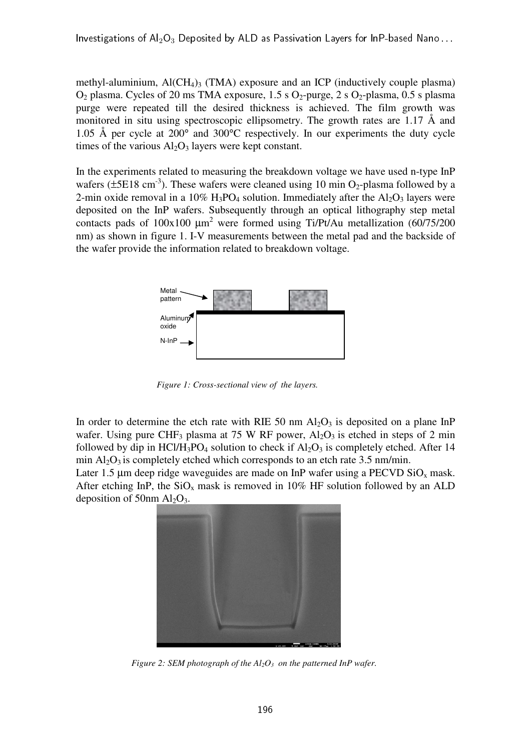methyl-aluminium, $Al(CH_4)_3$ (TMA) exposure and an ICP (inductively couple plasma) $O_2$ plasma. Cycles of 20 ms TMA exposure, 1.5 s $O_2$-purge, 2 s $O_2$-plasma, 0.5 s plasma purge were repeated till the desired thickness is achieved. The film growth was monitored in situ using spectroscopic ellipsometry. The growth rates are 1.17 Å and 1.05 Å per cycle at 200° and 300°C respectively. In our experiments the duty cycle times of the various $Al_2O_3$ layers were kept constant.

In the experiments related to measuring the breakdown voltage we have used n-type InP wafers (±5E18 $cm^{-3}$). These wafers were cleaned using 10 min $O_2$-plasma followed by a 2-min oxide removal in a 10% $H_3PO_4$ solution. Immediately after the $Al_2O_3$ layers were deposited on the InP wafers. Subsequently through an optical lithography step metal contacts pads of 100x100 $\mu m^2$ were formed using Ti/Pt/Au metallization (60/75/200 nm) as shown in figure 1. I-V measurements between the metal pad and the backside of the wafer provide the information related to breakdown voltage.

Metal pattern

Aluminum oxide

N-InP

*Figure 1: Cross-sectional view of the layers.*

In order to determine the etch rate with RIE 50 nm $Al_2O_3$ is deposited on a plane InP wafer. Using pure $CHF_3$ plasma at 75 W RF power, $Al_2O_3$ is etched in steps of 2 min followed by dip in $HCl/H_3PO_4$ solution to check if $Al_2O_3$ is completely etched. After 14 min $Al_2O_3$ is completely etched which corresponds to an etch rate 3.5 nm/min.

Later 1.5 µm deep ridge waveguides are made on InP wafer using a PECVD $SiO_x$ mask. After etching InP, the $SiO_x$ mask is removed in 10% HF solution followed by an ALD deposition of 50nm $Al_2O_3$.

*Figure 2: SEM photograph of the $Al_2O_3$ on the patterned InP wafer.*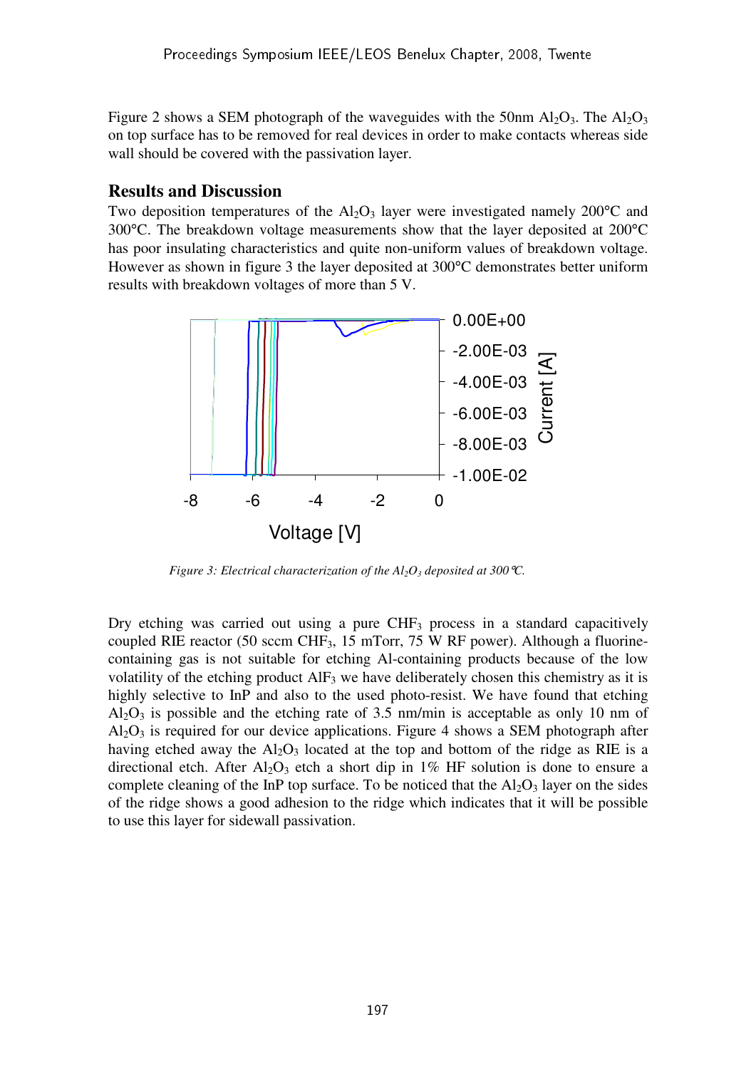Figure 2 shows a SEM photograph of the waveguides with the 50nm $Al_2O_3$. The $Al_2O_3$ on top surface has to be removed for real devices in order to make contacts whereas side wall should be covered with the passivation layer.

## Results and Discussion

Two deposition temperatures of the $Al_2O_3$ layer were investigated namely 200°C and 300°C. The breakdown voltage measurements show that the layer deposited at 200°C has poor insulating characteristics and quite non-uniform values of breakdown voltage. However as shown in figure 3 the layer deposited at 300°C demonstrates better uniform results with breakdown voltages of more than 5 V.

*Figure 3: Electrical characterization of the $Al_2O_3$ deposited at 300°C.*

Dry etching was carried out using a pure $CHF_3$ process in a standard capacitively coupled RIE reactor (50 sccm $CHF_3$, 15 mTorr, 75 W RF power). Although a fluorine-containing gas is not suitable for etching Al-containing products because of the low volatility of the etching product $AlF_3$ we have deliberately chosen this chemistry as it is highly selective to InP and also to the used photo-resist. We have found that etching $Al_2O_3$ is possible and the etching rate of 3.5 nm/min is acceptable as only 10 nm of $Al_2O_3$ is required for our device applications. Figure 4 shows a SEM photograph after having etched away the $Al_2O_3$ located at the top and bottom of the ridge as RIE is a directional etch. After $Al_2O_3$ etch a short dip in 1% HF solution is done to ensure a complete cleaning of the InP top surface. To be noticed that the $Al_2O_3$ layer on the sides of the ridge shows a good adhesion to the ridge which indicates that it will be possible to use this layer for sidewall passivation.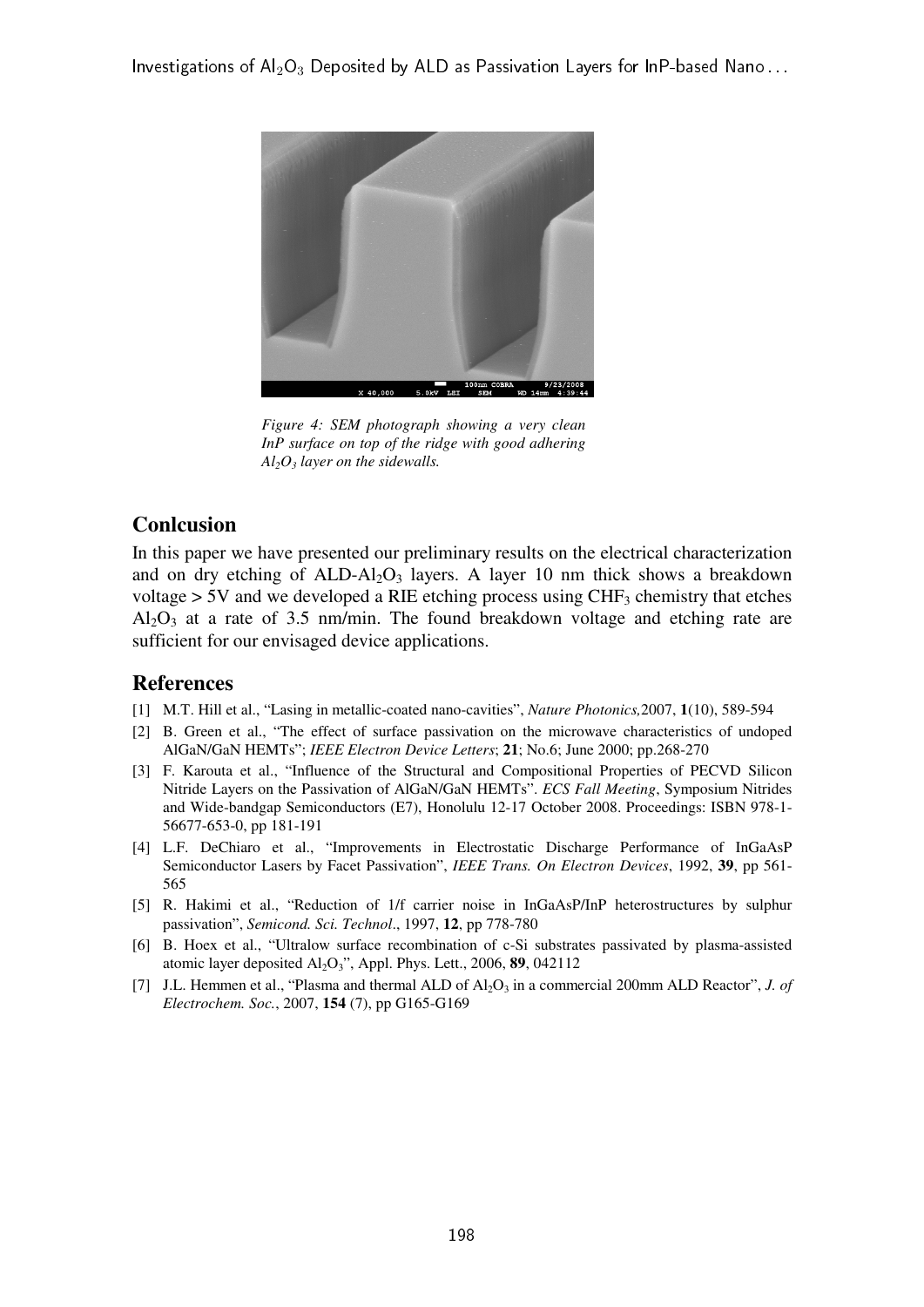*Figure 4: SEM photograph showing a very clean InP surface on top of the ridge with good adhering $Al_2O_3$ layer on the sidewalls.*

## Conlcusion

In this paper we have presented our preliminary results on the electrical characterization and on dry etching of ALD-$Al_2O_3$ layers. A layer 10 nm thick shows a breakdown voltage > 5V and we developed a RIE etching process using $CHF_3$ chemistry that etches $Al_2O_3$ at a rate of 3.5 nm/min. The found breakdown voltage and etching rate are sufficient for our envisaged device applications.

## References

[1] M.T. Hill et al., "Lasing in metallic-coated nano-cavities", *Nature Photonics,*2007, **1**(10), 589-594

[2] B. Green et al., "The effect of surface passivation on the microwave characteristics of undoped AlGaN/GaN HEMTs"; *IEEE Electron Device Letters*; **21**; No.6; June 2000; pp.268-270

[3] F. Karouta et al., "Influence of the Structural and Compositional Properties of PECVD Silicon Nitride Layers on the Passivation of AlGaN/GaN HEMTs". *ECS Fall Meeting*, Symposium Nitrides and Wide-bandgap Semiconductors (E7), Honolulu 12-17 October 2008. Proceedings: ISBN 978-1-56677-653-0, pp 181-191

[4] L.F. DeChiaro et al., "Improvements in Electrostatic Discharge Performance of InGaAsP Semiconductor Lasers by Facet Passivation", *IEEE Trans. On Electron Devices*, 1992, **39**, pp 561-565

[5] R. Hakimi et al., "Reduction of 1/f carrier noise in InGaAsP/InP heterostructures by sulphur passivation", *Semicond. Sci. Technol*., 1997, **12**, pp 778-780

[6] B. Hoex et al., "Ultralow surface recombination of c-Si substrates passivated by plasma-assisted atomic layer deposited $Al_2O_3$", Appl. Phys. Lett., 2006, **89**, 042112

[7] J.L. Hemmen et al., "Plasma and thermal ALD of $Al_2O_3$ in a commercial 200mm ALD Reactor", *J. of Electrochem. Soc.*, 2007, **154** (7), pp G165-G169